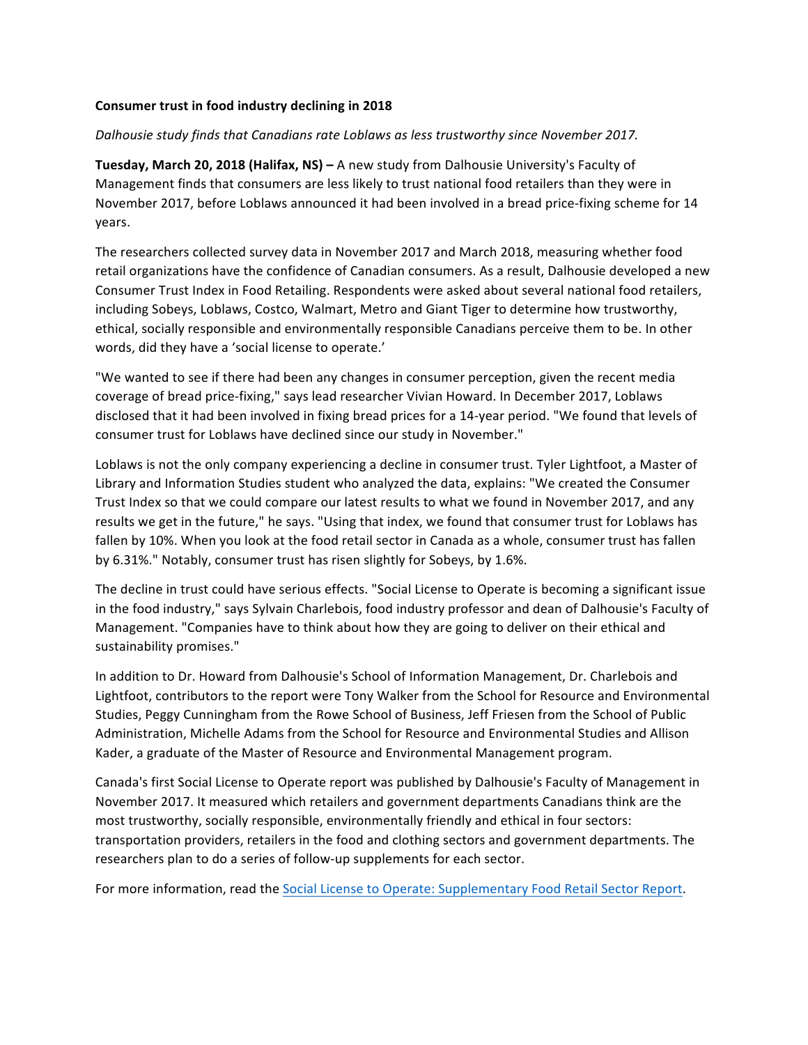**Consumer trust in food industry declining in 2018**

*Dalhousie study finds that Canadians rate Loblaws as less trustworthy since November 2017.*

**Tuesday, March 20, 2018 (Halifax, NS) –** A new study from Dalhousie University's Faculty of Management finds that consumers are less likely to trust national food retailers than they were in November 2017, before Loblaws announced it had been involved in a bread price-fixing scheme for 14 years.

The researchers collected survey data in November 2017 and March 2018, measuring whether food retail organizations have the confidence of Canadian consumers. As a result, Dalhousie developed a new Consumer Trust Index in Food Retailing. Respondents were asked about several national food retailers, including Sobeys, Loblaws, Costco, Walmart, Metro and Giant Tiger to determine how trustworthy, ethical, socially responsible and environmentally responsible Canadians perceive them to be. In other words, did they have a 'social license to operate.'

"We wanted to see if there had been any changes in consumer perception, given the recent media coverage of bread price-fixing," says lead researcher Vivian Howard. In December 2017, Loblaws disclosed that it had been involved in fixing bread prices for a 14-year period. "We found that levels of consumer trust for Loblaws have declined since our study in November."

Loblaws is not the only company experiencing a decline in consumer trust. Tyler Lightfoot, a Master of Library and Information Studies student who analyzed the data, explains: "We created the Consumer Trust Index so that we could compare our latest results to what we found in November 2017, and any results we get in the future," he says. "Using that index, we found that consumer trust for Loblaws has fallen by 10%. When you look at the food retail sector in Canada as a whole, consumer trust has fallen by 6.31%." Notably, consumer trust has risen slightly for Sobeys, by 1.6%.

The decline in trust could have serious effects. "Social License to Operate is becoming a significant issue in the food industry," says Sylvain Charlebois, food industry professor and dean of Dalhousie's Faculty of Management. "Companies have to think about how they are going to deliver on their ethical and sustainability promises."

In addition to Dr. Howard from Dalhousie's School of Information Management, Dr. Charlebois and Lightfoot, contributors to the report were Tony Walker from the School for Resource and Environmental Studies, Peggy Cunningham from the Rowe School of Business, Jeff Friesen from the School of Public Administration, Michelle Adams from the School for Resource and Environmental Studies and Allison Kader, a graduate of the Master of Resource and Environmental Management program.

Canada's first Social License to Operate report was published by Dalhousie's Faculty of Management in November 2017. It measured which retailers and government departments Canadians think are the most trustworthy, socially responsible, environmentally friendly and ethical in four sectors: transportation providers, retailers in the food and clothing sectors and government departments. The researchers plan to do a series of follow-up supplements for each sector.

For more information, read the Social License to Operate: Supplementary Food Retail Sector Report.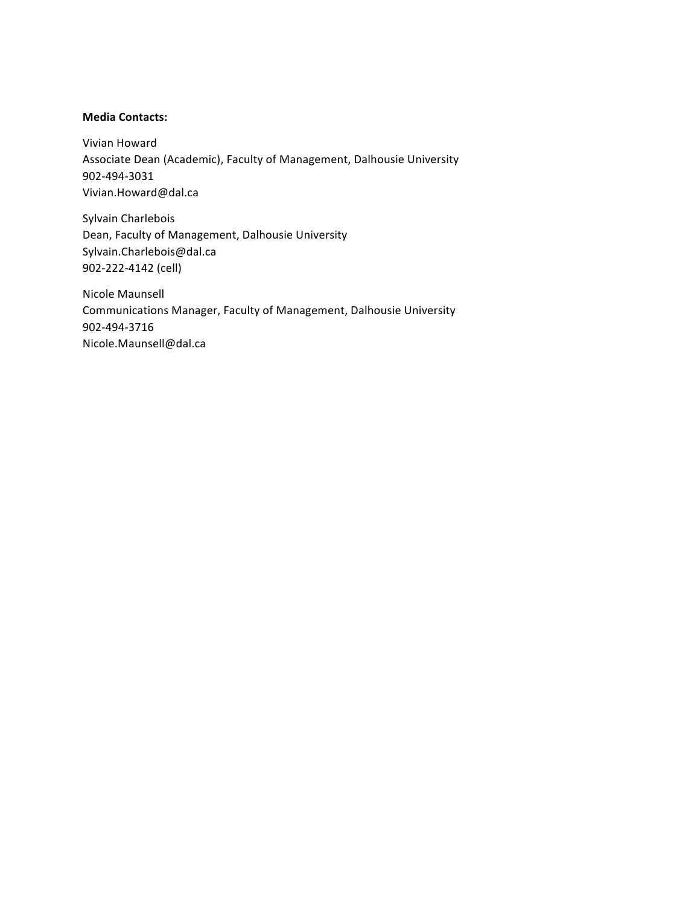**Media Contacts:**

Vivian Howard
Associate Dean (Academic), Faculty of Management, Dalhousie University
902-494-3031
Vivian.Howard@dal.ca

Sylvain Charlebois
Dean, Faculty of Management, Dalhousie University
Sylvain.Charlebois@dal.ca
902-222-4142 (cell)

Nicole Maunsell
Communications Manager, Faculty of Management, Dalhousie University
902-494-3716
Nicole.Maunsell@dal.ca